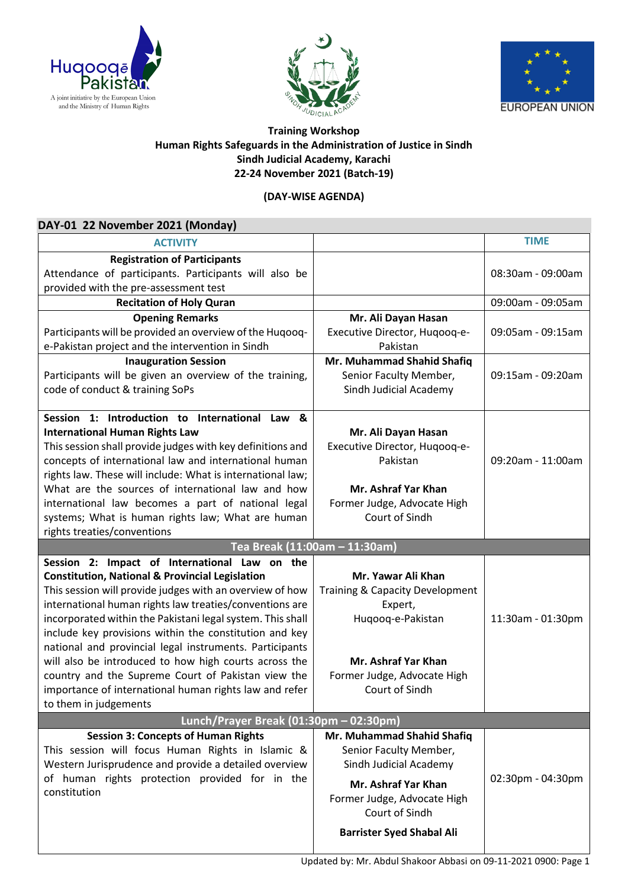**Training Workshop**
**Human Rights Safeguards in the Administration of Justice in Sindh**
**Sindh Judicial Academy, Karachi**
**22-24 November 2021 (Batch-19)**

**(DAY-WISE AGENDA)**

## DAY-01 22 November 2021 (Monday)

| ACTIVITY | | TIME |
|---|---|---|
| **Registration of Participants**<br>Attendance of participants. Participants will also be provided with the pre-assessment test | | 08:30am - 09:00am |
| **Recitation of Holy Quran** | | 09:00am - 09:05am |
| **Opening Remarks**<br>Participants will be provided an overview of the Huqooq-e-Pakistan project and the intervention in Sindh | **Mr. Ali Dayan Hasan**<br>Executive Director, Huqooq-e-Pakistan | 09:05am - 09:15am |
| **Inauguration Session**<br>Participants will be given an overview of the training, code of conduct & training SoPs | **Mr. Muhammad Shahid Shafiq**<br>Senior Faculty Member, Sindh Judicial Academy | 09:15am - 09:20am |
| **Session 1: Introduction to International Law & International Human Rights Law**<br>This session shall provide judges with key definitions and concepts of international law and international human rights law. These will include: What is international law; What are the sources of international law and how international law becomes a part of national legal systems; What is human rights law; What are human rights treaties/conventions | **Mr. Ali Dayan Hasan**<br>Executive Director, Huqooq-e-Pakistan<br><br>**Mr. Ashraf Yar Khan**<br>Former Judge, Advocate High Court of Sindh | 09:20am - 11:00am |
| **Tea Break (11:00am – 11:30am)** | | |
| **Session 2: Impact of International Law on the Constitution, National & Provincial Legislation**<br>This session will provide judges with an overview of how international human rights law treaties/conventions are incorporated within the Pakistani legal system. This shall include key provisions within the constitution and key national and provincial legal instruments. Participants will also be introduced to how high courts across the country and the Supreme Court of Pakistan view the importance of international human rights law and refer to them in judgements | **Mr. Yawar Ali Khan**<br>Training & Capacity Development Expert, Huqooq-e-Pakistan<br><br>**Mr. Ashraf Yar Khan**<br>Former Judge, Advocate High Court of Sindh | 11:30am - 01:30pm |
| **Lunch/Prayer Break (01:30pm – 02:30pm)** | | |
| **Session 3: Concepts of Human Rights**<br>This session will focus Human Rights in Islamic & Western Jurisprudence and provide a detailed overview of human rights protection provided for in the constitution | **Mr. Muhammad Shahid Shafiq**<br>Senior Faculty Member, Sindh Judicial Academy<br><br>**Mr. Ashraf Yar Khan**<br>Former Judge, Advocate High Court of Sindh<br><br>**Barrister Syed Shabal Ali** | 02:30pm - 04:30pm |

Updated by: Mr. Abdul Shakoor Abbasi on 09-11-2021 0900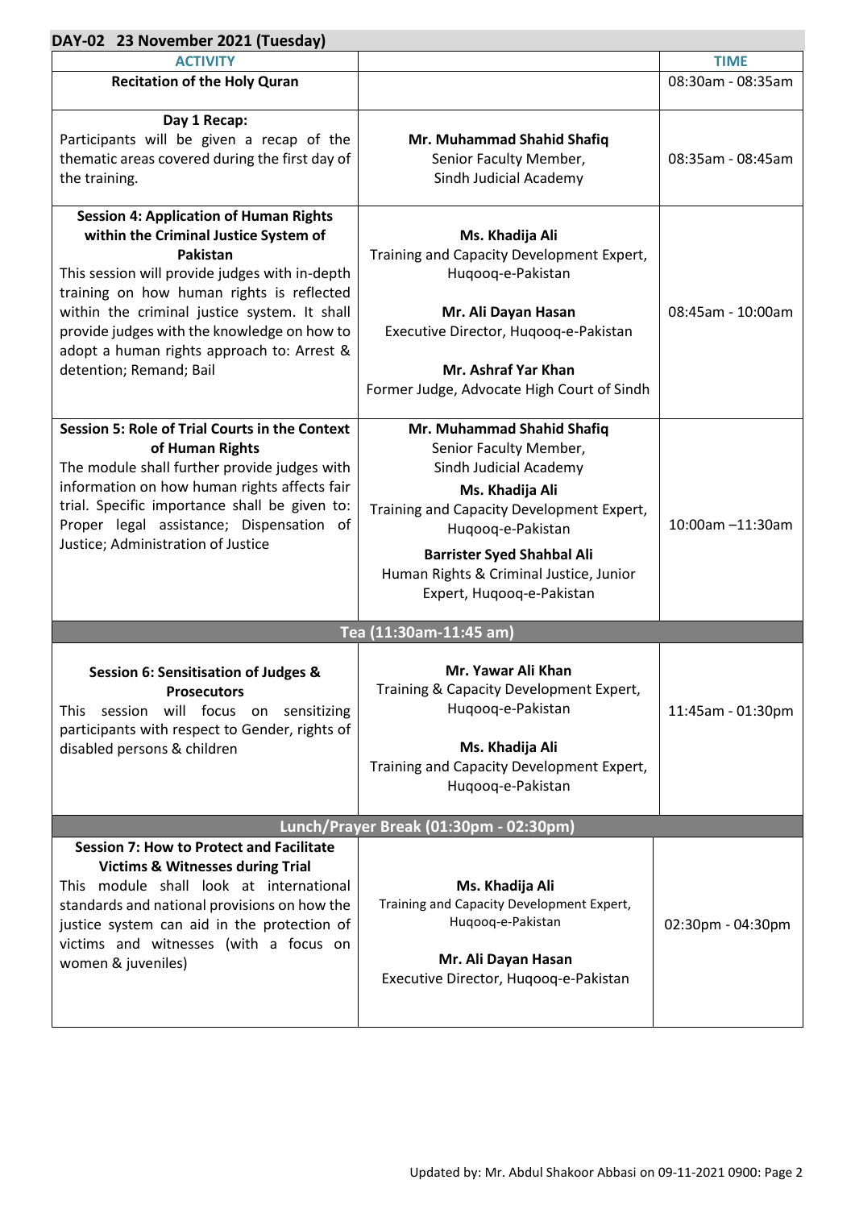## DAY-02 23 November 2021 (Tuesday)

| ACTIVITY | | TIME |
|---|---|---|
| **Recitation of the Holy Quran** | | 08:30am - 08:35am |
| **Day 1 Recap:** Participants will be given a recap of the thematic areas covered during the first day of the training. | **Mr. Muhammad Shahid Shafiq** Senior Faculty Member, Sindh Judicial Academy | 08:35am - 08:45am |
| **Session 4: Application of Human Rights within the Criminal Justice System of Pakistan** This session will provide judges with in-depth training on how human rights is reflected within the criminal justice system. It shall provide judges with the knowledge on how to adopt a human rights approach to: Arrest & detention; Remand; Bail | **Ms. Khadija Ali** Training and Capacity Development Expert, Huqooq-e-Pakistan<br><br>**Mr. Ali Dayan Hasan** Executive Director, Huqooq-e-Pakistan<br><br>**Mr. Ashraf Yar Khan** Former Judge, Advocate High Court of Sindh | 08:45am - 10:00am |
| **Session 5: Role of Trial Courts in the Context of Human Rights** The module shall further provide judges with information on how human rights affects fair trial. Specific importance shall be given to: Proper legal assistance; Dispensation of Justice; Administration of Justice | **Mr. Muhammad Shahid Shafiq** Senior Faculty Member, Sindh Judicial Academy<br><br>**Ms. Khadija Ali** Training and Capacity Development Expert, Huqooq-e-Pakistan<br><br>**Barrister Syed Shahbal Ali** Human Rights & Criminal Justice, Junior Expert, Huqooq-e-Pakistan | 10:00am –11:30am |
| **Tea (11:30am-11:45 am)** | | |
| **Session 6: Sensitisation of Judges & Prosecutors** This session will focus on sensitizing participants with respect to Gender, rights of disabled persons & children | **Mr. Yawar Ali Khan** Training & Capacity Development Expert, Huqooq-e-Pakistan<br><br>**Ms. Khadija Ali** Training and Capacity Development Expert, Huqooq-e-Pakistan | 11:45am - 01:30pm |
| **Lunch/Prayer Break (01:30pm - 02:30pm)** | | |
| **Session 7: How to Protect and Facilitate Victims & Witnesses during Trial** This module shall look at international standards and national provisions on how the justice system can aid in the protection of victims and witnesses (with a focus on women & juveniles) | **Ms. Khadija Ali** Training and Capacity Development Expert, Huqooq-e-Pakistan<br><br>**Mr. Ali Dayan Hasan** Executive Director, Huqooq-e-Pakistan | 02:30pm - 04:30pm |

Updated by: Mr. Abdul Shakoor Abbasi on 09-11-2021 0900: Page 2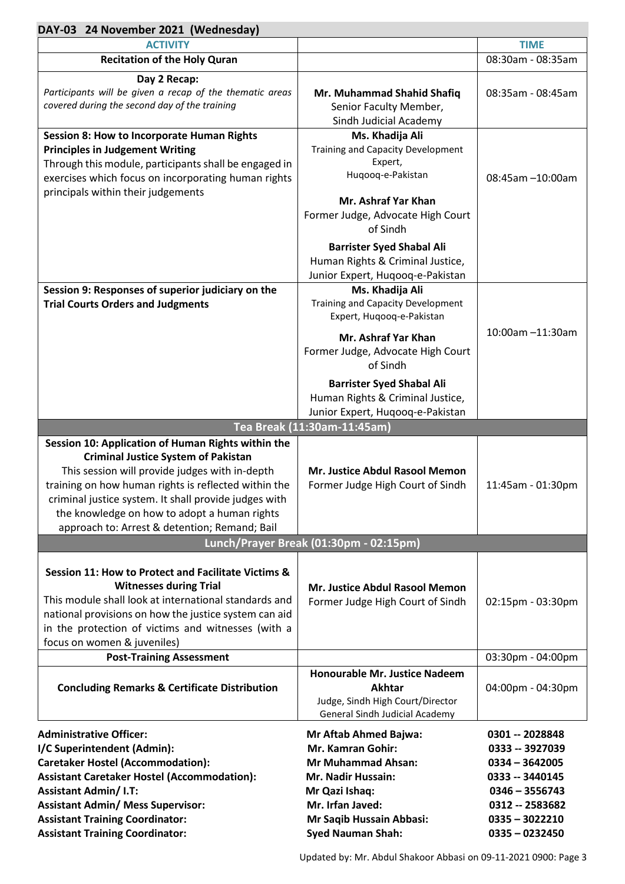## DAY-03 24 November 2021 (Wednesday)

| ACTIVITY | | TIME |
|---|---|---|
| **Recitation of the Holy Quran** | | 08:30am - 08:35am |
| **Day 2 Recap:**<br>*Participants will be given a recap of the thematic areas covered during the second day of the training* | **Mr. Muhammad Shahid Shafiq**<br>Senior Faculty Member,<br>Sindh Judicial Academy | 08:35am - 08:45am |
| **Session 8: How to Incorporate Human Rights Principles in Judgement Writing**<br>Through this module, participants shall be engaged in exercises which focus on incorporating human rights principals within their judgements | **Ms. Khadija Ali**<br>Training and Capacity Development Expert,<br>Huqooq-e-Pakistan<br><br>**Mr. Ashraf Yar Khan**<br>Former Judge, Advocate High Court of Sindh<br><br>**Barrister Syed Shabal Ali**<br>Human Rights & Criminal Justice, Junior Expert, Huqooq-e-Pakistan | 08:45am –10:00am |
| **Session 9: Responses of superior judiciary on the Trial Courts Orders and Judgments** | **Ms. Khadija Ali**<br>Training and Capacity Development Expert, Huqooq-e-Pakistan<br><br>**Mr. Ashraf Yar Khan**<br>Former Judge, Advocate High Court of Sindh<br><br>**Barrister Syed Shabal Ali**<br>Human Rights & Criminal Justice, Junior Expert, Huqooq-e-Pakistan | 10:00am –11:30am |
| **Tea Break (11:30am-11:45am)** | | |
| **Session 10: Application of Human Rights within the Criminal Justice System of Pakistan**<br>This session will provide judges with in-depth training on how human rights is reflected within the criminal justice system. It shall provide judges with the knowledge on how to adopt a human rights approach to: Arrest & detention; Remand; Bail | **Mr. Justice Abdul Rasool Memon**<br>Former Judge High Court of Sindh | 11:45am - 01:30pm |
| **Lunch/Prayer Break (01:30pm - 02:15pm)** | | |
| **Session 11: How to Protect and Facilitate Victims & Witnesses during Trial**<br>This module shall look at international standards and national provisions on how the justice system can aid in the protection of victims and witnesses (with a focus on women & juveniles) | **Mr. Justice Abdul Rasool Memon**<br>Former Judge High Court of Sindh | 02:15pm - 03:30pm |
| **Post-Training Assessment** | | 03:30pm - 04:00pm |
| **Concluding Remarks & Certificate Distribution** | **Honourable Mr. Justice Nadeem Akhtar**<br>Judge, Sindh High Court/Director General Sindh Judicial Academy | 04:00pm - 04:30pm |

| | | |
|---|---|---|
| **Administrative Officer:** | **Mr Aftab Ahmed Bajwa:** | **0301 -- 2028848** |
| **I/C Superintendent (Admin):** | **Mr. Kamran Gohir:** | **0333 -- 3927039** |
| **Caretaker Hostel (Accommodation):** | **Mr Muhammad Ahsan:** | **0334 – 3642005** |
| **Assistant Caretaker Hostel (Accommodation):** | **Mr. Nadir Hussain:** | **0333 -- 3440145** |
| **Assistant Admin/ I.T:** | **Mr Qazi Ishaq:** | **0346 – 3556743** |
| **Assistant Admin/ Mess Supervisor:** | **Mr. Irfan Javed:** | **0312 -- 2583682** |
| **Assistant Training Coordinator:** | **Mr Saqib Hussain Abbasi:** | **0335 – 3022210** |
| **Assistant Training Coordinator:** | **Syed Nauman Shah:** | **0335 – 0232450** |

Updated by: Mr. Abdul Shakoor Abbasi on 09-11-2021 0900